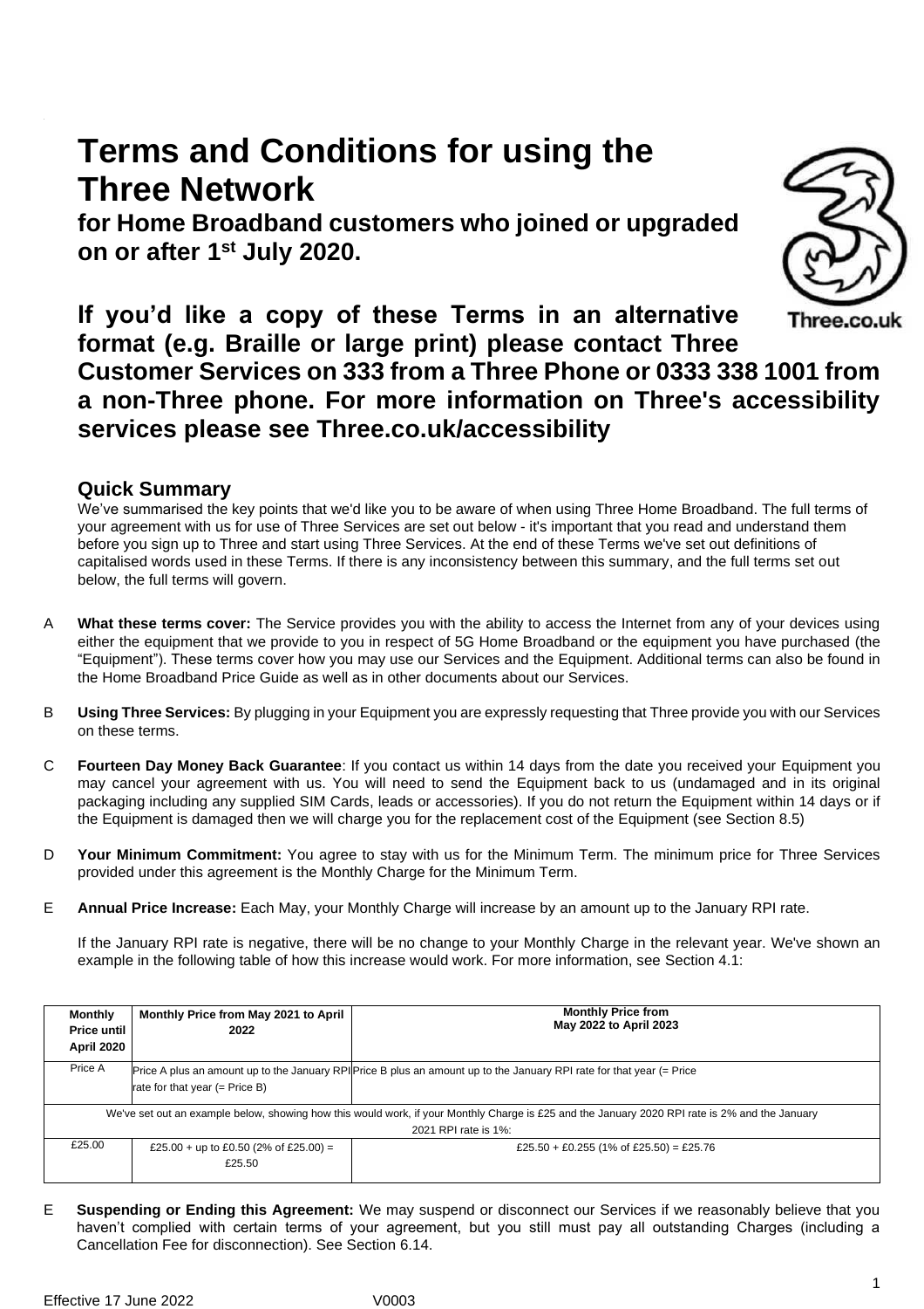# Terms and Conditions for using the Three Network

## for Home Broadband customers who joined or upgraded on or after 1st July 2020.

**If you'd like a copy of these Terms in an alternative format (e.g. Braille or large print) please contact Three Customer Services on 333 from a Three Phone or 0333 338 1001 from a non-Three phone. For more information on Three's accessibility services please see Three.co.uk/accessibility**

### Quick Summary

We've summarised the key points that we'd like you to be aware of when using Three Home Broadband. The full terms of your agreement with us for use of Three Services are set out below - it's important that you read and understand them before you sign up to Three and start using Three Services. At the end of these Terms we've set out definitions of capitalised words used in these Terms. If there is any inconsistency between this summary, and the full terms set out below, the full terms will govern.

A **What these terms cover:** The Service provides you with the ability to access the Internet from any of your devices using either the equipment that we provide to you in respect of 5G Home Broadband or the equipment you have purchased (the "Equipment"). These terms cover how you may use our Services and the Equipment. Additional terms can also be found in the Home Broadband Price Guide as well as in other documents about our Services.

B **Using Three Services:** By plugging in your Equipment you are expressly requesting that Three provide you with our Services on these terms.

C **Fourteen Day Money Back Guarantee**: If you contact us within 14 days from the date you received your Equipment you may cancel your agreement with us. You will need to send the Equipment back to us (undamaged and in its original packaging including any supplied SIM Cards, leads or accessories). If you do not return the Equipment within 14 days or if the Equipment is damaged then we will charge you for the replacement cost of the Equipment (see Section 8.5)

D **Your Minimum Commitment:** You agree to stay with us for the Minimum Term. The minimum price for Three Services provided under this agreement is the Monthly Charge for the Minimum Term.

E **Annual Price Increase:** Each May, your Monthly Charge will increase by an amount up to the January RPI rate.

If the January RPI rate is negative, there will be no change to your Monthly Charge in the relevant year. We've shown an example in the following table of how this increase would work. For more information, see Section 4.1:

| **Monthly Price until April 2020** | **Monthly Price from May 2021 to April 2022** | **Monthly Price from May 2022 to April 2023** |
|---|---|---|
| Price A | Price A plus an amount up to the January RPI rate for that year (= Price B) | Price B plus an amount up to the January RPI rate for that year (= Price |
| We've set out an example below, showing how this would work, if your Monthly Charge is £25 and the January 2020 RPI rate is 2% and the January 2021 RPI rate is 1%: | | |
| £25.00 | £25.00 + up to £0.50 (2% of £25.00) = £25.50 | £25.50 + £0.255 (1% of £25.50) = £25.76 |

E **Suspending or Ending this Agreement:** We may suspend or disconnect our Services if we reasonably believe that you haven't complied with certain terms of your agreement, but you still must pay all outstanding Charges (including a Cancellation Fee for disconnection). See Section 6.14.

Effective 17 June 2022 V0003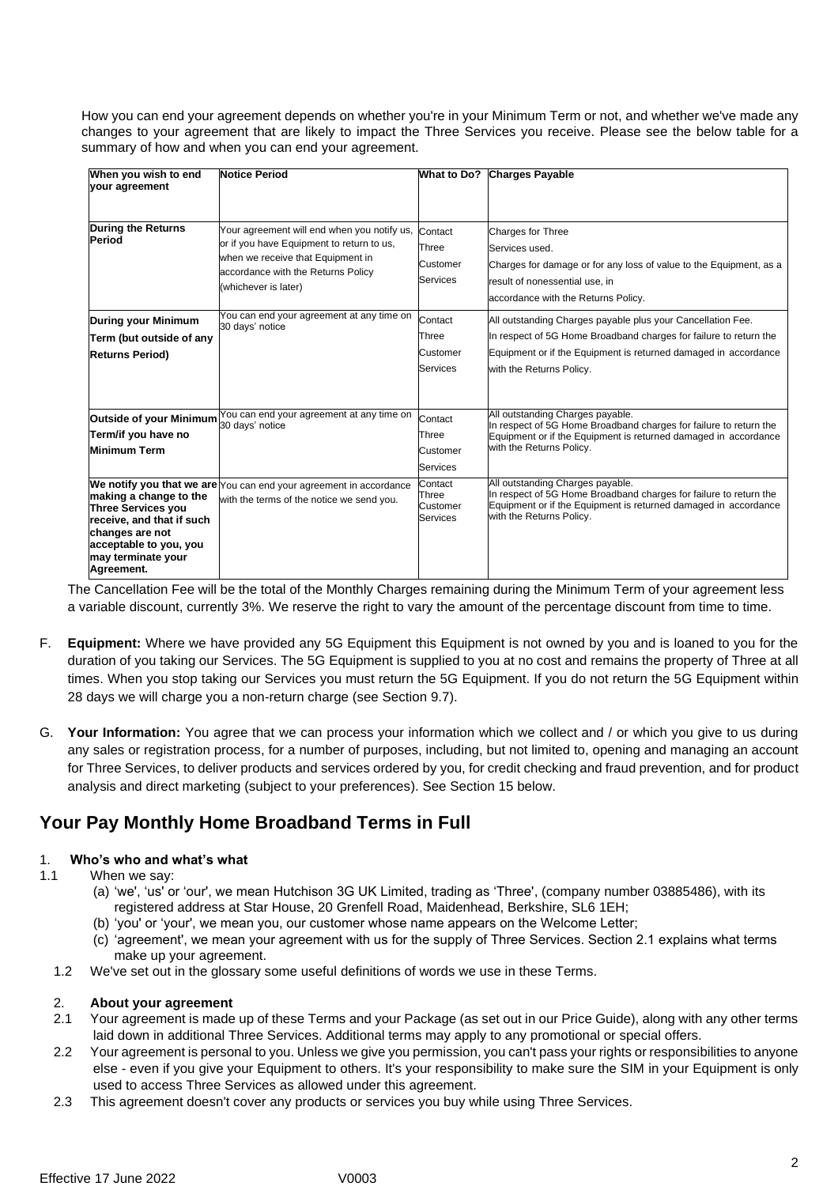How you can end your agreement depends on whether you're in your Minimum Term or not, and whether we've made any changes to your agreement that are likely to impact the Three Services you receive. Please see the below table for a summary of how and when you can end your agreement.

| When you wish to end your agreement | Notice Period | What to Do? | Charges Payable |
|---|---|---|---|
| **During the Returns Period** | Your agreement will end when you notify us, or if you have Equipment to return to us, when we receive that Equipment in accordance with the Returns Policy (whichever is later) | Contact Three Customer Services | Charges for Three Services used. Charges for damage or for any loss of value to the Equipment, as a result of nonessential use, in accordance with the Returns Policy. |
| **During your Minimum Term (but outside of any Returns Period)** | You can end your agreement at any time on 30 days' notice | Contact Three Customer Services | All outstanding Charges payable plus your Cancellation Fee. In respect of 5G Home Broadband charges for failure to return the Equipment or if the Equipment is returned damaged in accordance with the Returns Policy. |
| **Outside of your Minimum Term/if you have no Minimum Term** | You can end your agreement at any time on 30 days' notice | Contact Three Customer Services | All outstanding Charges payable. In respect of 5G Home Broadband charges for failure to return the Equipment or if the Equipment is returned damaged in accordance with the Returns Policy. |
| **We notify you that we are making a change to the Three Services you receive, and that if such changes are not acceptable to you, you may terminate your Agreement.** | You can end your agreement in accordance with the terms of the notice we send you. | Contact Three Customer Services | All outstanding Charges payable. In respect of 5G Home Broadband charges for failure to return the Equipment or if the Equipment is returned damaged in accordance with the Returns Policy. |

The Cancellation Fee will be the total of the Monthly Charges remaining during the Minimum Term of your agreement less a variable discount, currently 3%. We reserve the right to vary the amount of the percentage discount from time to time.

F. **Equipment:** Where we have provided any 5G Equipment this Equipment is not owned by you and is loaned to you for the duration of you taking our Services. The 5G Equipment is supplied to you at no cost and remains the property of Three at all times. When you stop taking our Services you must return the 5G Equipment. If you do not return the 5G Equipment within 28 days we will charge you a non-return charge (see Section 9.7).

G. **Your Information:** You agree that we can process your information which we collect and / or which you give to us during any sales or registration process, for a number of purposes, including, but not limited to, opening and managing an account for Three Services, to deliver products and services ordered by you, for credit checking and fraud prevention, and for product analysis and direct marketing (subject to your preferences). See Section 15 below.

## Your Pay Monthly Home Broadband Terms in Full

### 1. Who's who and what's what

1.1 When we say:

(a) 'we', 'us' or 'our', we mean Hutchison 3G UK Limited, trading as 'Three', (company number 03885486), with its registered address at Star House, 20 Grenfell Road, Maidenhead, Berkshire, SL6 1EH;

(b) 'you' or 'your', we mean you, our customer whose name appears on the Welcome Letter;

(c) 'agreement', we mean your agreement with us for the supply of Three Services. Section 2.1 explains what terms make up your agreement.

1.2 We've set out in the glossary some useful definitions of words we use in these Terms.

### 2. About your agreement

2.1 Your agreement is made up of these Terms and your Package (as set out in our Price Guide), along with any other terms laid down in additional Three Services. Additional terms may apply to any promotional or special offers.

2.2 Your agreement is personal to you. Unless we give you permission, you can't pass your rights or responsibilities to anyone else - even if you give your Equipment to others. It's your responsibility to make sure the SIM in your Equipment is only used to access Three Services as allowed under this agreement.

2.3 This agreement doesn't cover any products or services you buy while using Three Services.

Effective 17 June 2022 V0003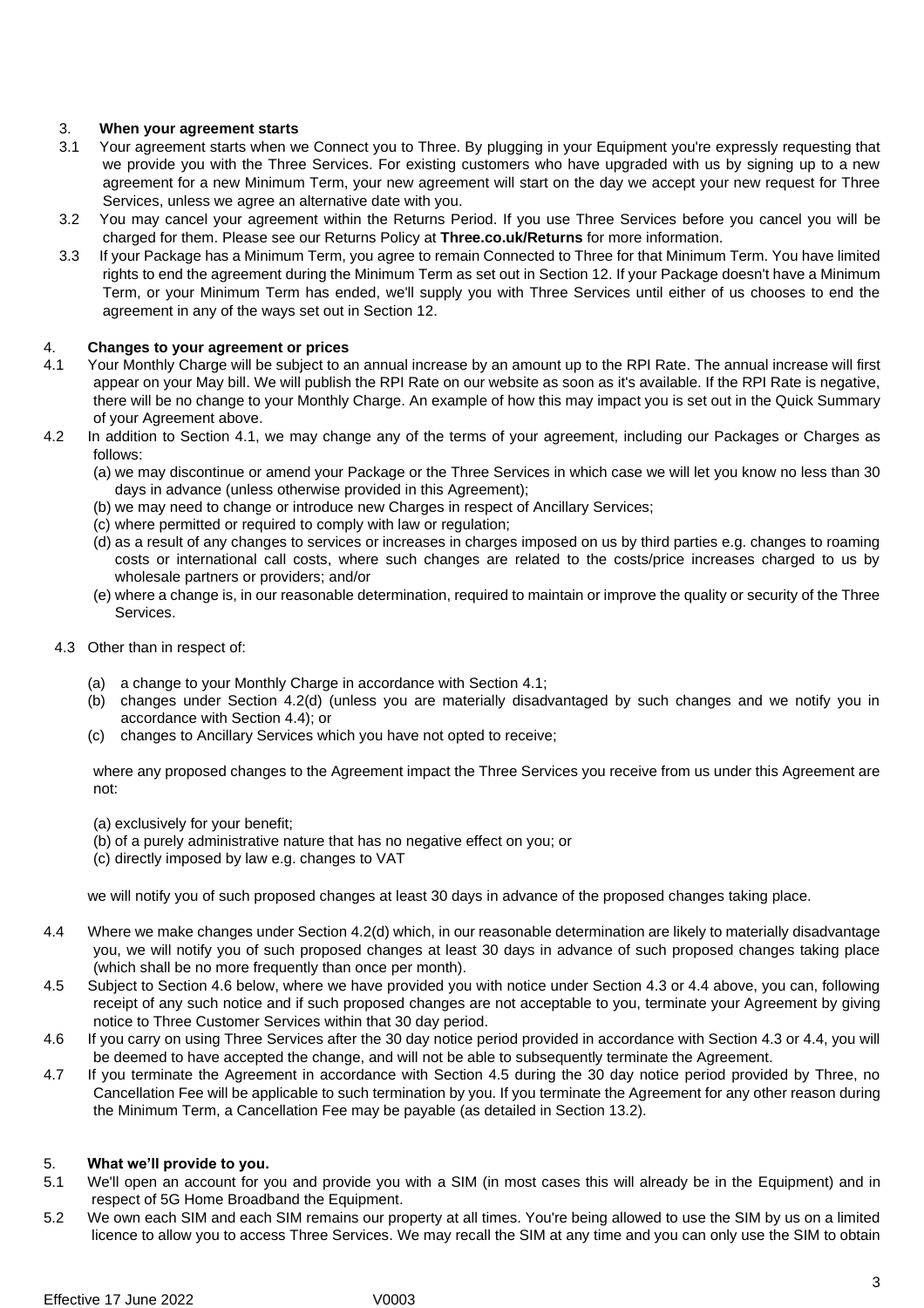### 3. When your agreement starts

3.1 Your agreement starts when we Connect you to Three. By plugging in your Equipment you're expressly requesting that we provide you with the Three Services. For existing customers who have upgraded with us by signing up to a new agreement for a new Minimum Term, your new agreement will start on the day we accept your new request for Three Services, unless we agree an alternative date with you.

3.2 You may cancel your agreement within the Returns Period. If you use Three Services before you cancel you will be charged for them. Please see our Returns Policy at **Three.co.uk/Returns** for more information.

3.3 If your Package has a Minimum Term, you agree to remain Connected to Three for that Minimum Term. You have limited rights to end the agreement during the Minimum Term as set out in Section 12. If your Package doesn't have a Minimum Term, or your Minimum Term has ended, we'll supply you with Three Services until either of us chooses to end the agreement in any of the ways set out in Section 12.

### 4. Changes to your agreement or prices

4.1 Your Monthly Charge will be subject to an annual increase by an amount up to the RPI Rate. The annual increase will first appear on your May bill. We will publish the RPI Rate on our website as soon as it's available. If the RPI Rate is negative, there will be no change to your Monthly Charge. An example of how this may impact you is set out in the Quick Summary of your Agreement above.

4.2 In addition to Section 4.1, we may change any of the terms of your agreement, including our Packages or Charges as follows:

(a) we may discontinue or amend your Package or the Three Services in which case we will let you know no less than 30 days in advance (unless otherwise provided in this Agreement);
(b) we may need to change or introduce new Charges in respect of Ancillary Services;
(c) where permitted or required to comply with law or regulation;
(d) as a result of any changes to services or increases in charges imposed on us by third parties e.g. changes to roaming costs or international call costs, where such changes are related to the costs/price increases charged to us by wholesale partners or providers; and/or
(e) where a change is, in our reasonable determination, required to maintain or improve the quality or security of the Three Services.

4.3 Other than in respect of:

(a) a change to your Monthly Charge in accordance with Section 4.1;
(b) changes under Section 4.2(d) (unless you are materially disadvantaged by such changes and we notify you in accordance with Section 4.4); or
(c) changes to Ancillary Services which you have not opted to receive;

where any proposed changes to the Agreement impact the Three Services you receive from us under this Agreement are not:

(a) exclusively for your benefit;
(b) of a purely administrative nature that has no negative effect on you; or
(c) directly imposed by law e.g. changes to VAT

we will notify you of such proposed changes at least 30 days in advance of the proposed changes taking place.

4.4 Where we make changes under Section 4.2(d) which, in our reasonable determination are likely to materially disadvantage you, we will notify you of such proposed changes at least 30 days in advance of such proposed changes taking place (which shall be no more frequently than once per month).

4.5 Subject to Section 4.6 below, where we have provided you with notice under Section 4.3 or 4.4 above, you can, following receipt of any such notice and if such proposed changes are not acceptable to you, terminate your Agreement by giving notice to Three Customer Services within that 30 day period.

4.6 If you carry on using Three Services after the 30 day notice period provided in accordance with Section 4.3 or 4.4, you will be deemed to have accepted the change, and will not be able to subsequently terminate the Agreement.

4.7 If you terminate the Agreement in accordance with Section 4.5 during the 30 day notice period provided by Three, no Cancellation Fee will be applicable to such termination by you. If you terminate the Agreement for any other reason during the Minimum Term, a Cancellation Fee may be payable (as detailed in Section 13.2).

### 5. What we'll provide to you.

5.1 We'll open an account for you and provide you with a SIM (in most cases this will already be in the Equipment) and in respect of 5G Home Broadband the Equipment.

5.2 We own each SIM and each SIM remains our property at all times. You're being allowed to use the SIM by us on a limited licence to allow you to access Three Services. We may recall the SIM at any time and you can only use the SIM to obtain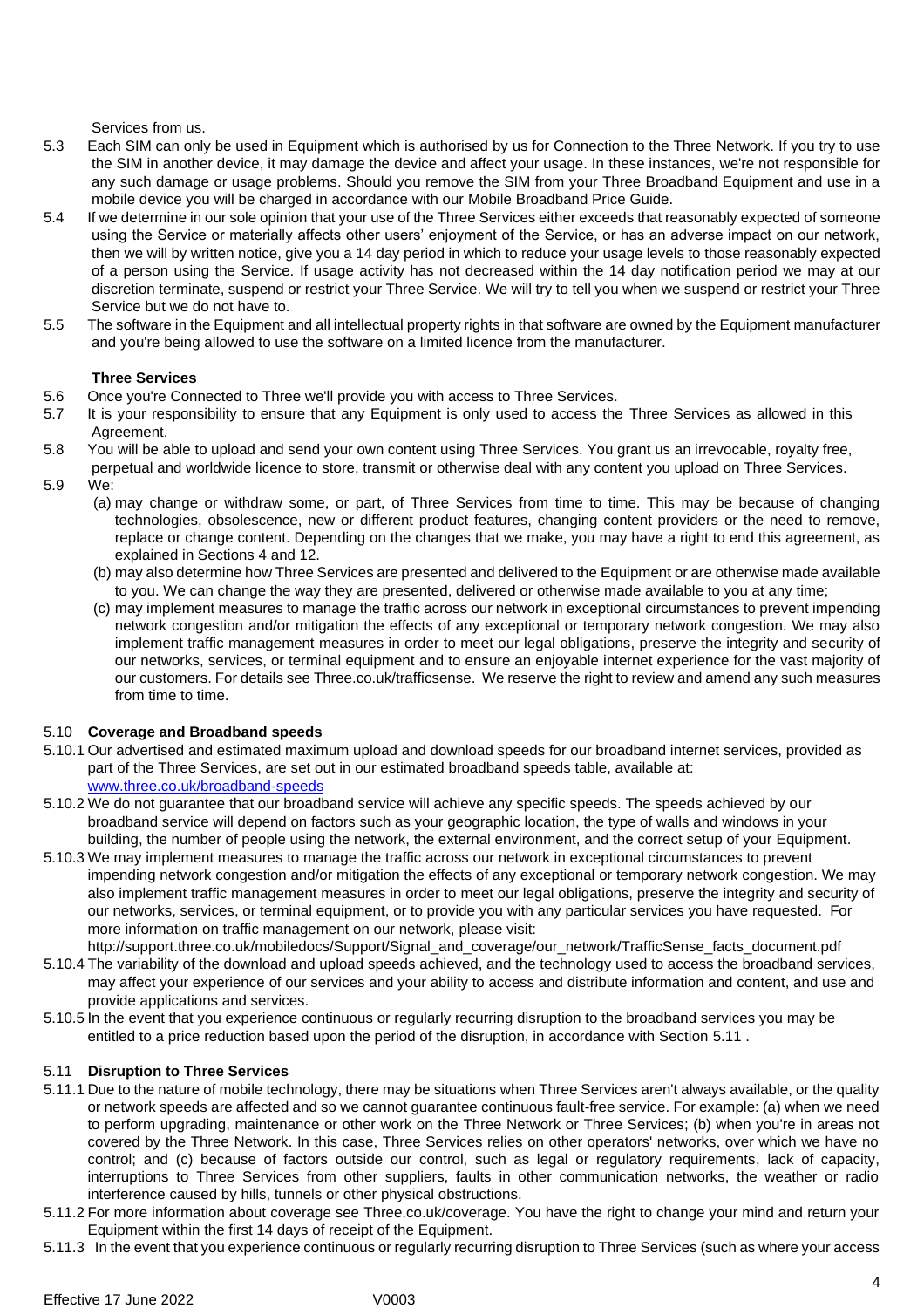Services from us.

5.3 Each SIM can only be used in Equipment which is authorised by us for Connection to the Three Network. If you try to use the SIM in another device, it may damage the device and affect your usage. In these instances, we're not responsible for any such damage or usage problems. Should you remove the SIM from your Three Broadband Equipment and use in a mobile device you will be charged in accordance with our Mobile Broadband Price Guide.

5.4 If we determine in our sole opinion that your use of the Three Services either exceeds that reasonably expected of someone using the Service or materially affects other users' enjoyment of the Service, or has an adverse impact on our network, then we will by written notice, give you a 14 day period in which to reduce your usage levels to those reasonably expected of a person using the Service. If usage activity has not decreased within the 14 day notification period we may at our discretion terminate, suspend or restrict your Three Service. We will try to tell you when we suspend or restrict your Three Service but we do not have to.

5.5 The software in the Equipment and all intellectual property rights in that software are owned by the Equipment manufacturer and you're being allowed to use the software on a limited licence from the manufacturer.

**Three Services**

5.6 Once you're Connected to Three we'll provide you with access to Three Services.

5.7 It is your responsibility to ensure that any Equipment is only used to access the Three Services as allowed in this Agreement.

5.8 You will be able to upload and send your own content using Three Services. You grant us an irrevocable, royalty free, perpetual and worldwide licence to store, transmit or otherwise deal with any content you upload on Three Services.

5.9 We:

(a) may change or withdraw some, or part, of Three Services from time to time. This may be because of changing technologies, obsolescence, new or different product features, changing content providers or the need to remove, replace or change content. Depending on the changes that we make, you may have a right to end this agreement, as explained in Sections 4 and 12.

(b) may also determine how Three Services are presented and delivered to the Equipment or are otherwise made available to you. We can change the way they are presented, delivered or otherwise made available to you at any time;

(c) may implement measures to manage the traffic across our network in exceptional circumstances to prevent impending network congestion and/or mitigation the effects of any exceptional or temporary network congestion. We may also implement traffic management measures in order to meet our legal obligations, preserve the integrity and security of our networks, services, or terminal equipment and to ensure an enjoyable internet experience for the vast majority of our customers. For details see Three.co.uk/trafficsense. We reserve the right to review and amend any such measures from time to time.

5.10 **Coverage and Broadband speeds**

5.10.1 Our advertised and estimated maximum upload and download speeds for our broadband internet services, provided as part of the Three Services, are set out in our estimated broadband speeds table, available at: [www.three.co.uk/broadband-speeds](http://www.three.co.uk/broadband-speeds)

5.10.2 We do not guarantee that our broadband service will achieve any specific speeds. The speeds achieved by our broadband service will depend on factors such as your geographic location, the type of walls and windows in your building, the number of people using the network, the external environment, and the correct setup of your Equipment.

5.10.3 We may implement measures to manage the traffic across our network in exceptional circumstances to prevent impending network congestion and/or mitigation the effects of any exceptional or temporary network congestion. We may also implement traffic management measures in order to meet our legal obligations, preserve the integrity and security of our networks, services, or terminal equipment, or to provide you with any particular services you have requested. For more information on traffic management on our network, please visit: http://support.three.co.uk/mobiledocs/Support/Signal_and_coverage/our_network/TrafficSense_facts_document.pdf

5.10.4 The variability of the download and upload speeds achieved, and the technology used to access the broadband services, may affect your experience of our services and your ability to access and distribute information and content, and use and provide applications and services.

5.10.5 In the event that you experience continuous or regularly recurring disruption to the broadband services you may be entitled to a price reduction based upon the period of the disruption, in accordance with Section 5.11 .

5.11 **Disruption to Three Services**

5.11.1 Due to the nature of mobile technology, there may be situations when Three Services aren't always available, or the quality or network speeds are affected and so we cannot guarantee continuous fault-free service. For example: (a) when we need to perform upgrading, maintenance or other work on the Three Network or Three Services; (b) when you're in areas not covered by the Three Network. In this case, Three Services relies on other operators' networks, over which we have no control; and (c) because of factors outside our control, such as legal or regulatory requirements, lack of capacity, interruptions to Three Services from other suppliers, faults in other communication networks, the weather or radio interference caused by hills, tunnels or other physical obstructions.

5.11.2 For more information about coverage see Three.co.uk/coverage. You have the right to change your mind and return your Equipment within the first 14 days of receipt of the Equipment.

5.11.3 In the event that you experience continuous or regularly recurring disruption to Three Services (such as where your access

Effective 17 June 2022 V0003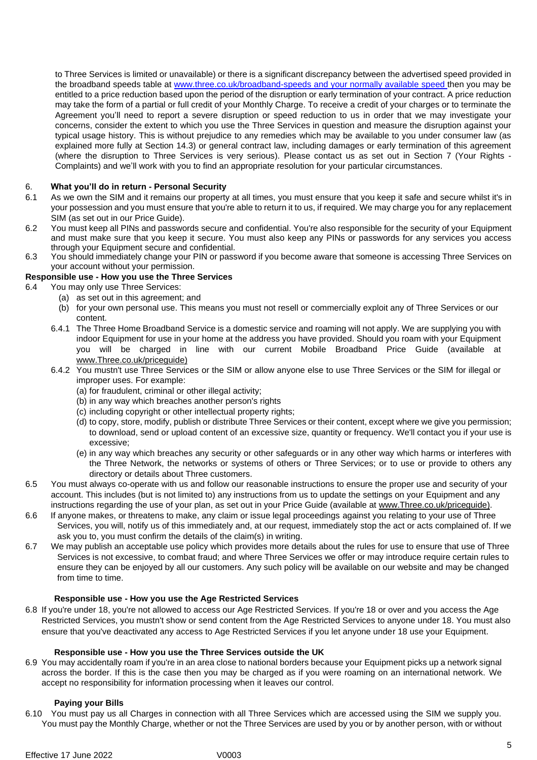to Three Services is limited or unavailable) or there is a significant discrepancy between the advertised speed provided in the broadband speeds table at www.three.co.uk/broadband-speeds and your normally available speed then you may be entitled to a price reduction based upon the period of the disruption or early termination of your contract. A price reduction may take the form of a partial or full credit of your Monthly Charge. To receive a credit of your charges or to terminate the Agreement you'll need to report a severe disruption or speed reduction to us in order that we may investigate your concerns, consider the extent to which you use the Three Services in question and measure the disruption against your typical usage history. This is without prejudice to any remedies which may be available to you under consumer law (as explained more fully at Section 14.3) or general contract law, including damages or early termination of this agreement (where the disruption to Three Services is very serious). Please contact us as set out in Section 7 (Your Rights - Complaints) and we'll work with you to find an appropriate resolution for your particular circumstances.

### 6. What you'll do in return - Personal Security

6.1 As we own the SIM and it remains our property at all times, you must ensure that you keep it safe and secure whilst it's in your possession and you must ensure that you're able to return it to us, if required. We may charge you for any replacement SIM (as set out in our Price Guide).

6.2 You must keep all PINs and passwords secure and confidential. You're also responsible for the security of your Equipment and must make sure that you keep it secure. You must also keep any PINs or passwords for any services you access through your Equipment secure and confidential.

6.3 You should immediately change your PIN or password if you become aware that someone is accessing Three Services on your account without your permission.

**Responsible use - How you use the Three Services**

6.4 You may only use Three Services:

- (a) as set out in this agreement; and
- (b) for your own personal use. This means you must not resell or commercially exploit any of Three Services or our content.

6.4.1 The Three Home Broadband Service is a domestic service and roaming will not apply. We are supplying you with indoor Equipment for use in your home at the address you have provided. Should you roam with your Equipment you will be charged in line with our current Mobile Broadband Price Guide (available at www.Three.co.uk/priceguide)

6.4.2 You mustn't use Three Services or the SIM or allow anyone else to use Three Services or the SIM for illegal or improper uses. For example:

- (a) for fraudulent, criminal or other illegal activity;
- (b) in any way which breaches another person's rights
- (c) including copyright or other intellectual property rights;
- (d) to copy, store, modify, publish or distribute Three Services or their content, except where we give you permission; to download, send or upload content of an excessive size, quantity or frequency. We'll contact you if your use is excessive;
- (e) in any way which breaches any security or other safeguards or in any other way which harms or interferes with the Three Network, the networks or systems of others or Three Services; or to use or provide to others any directory or details about Three customers.

6.5 You must always co-operate with us and follow our reasonable instructions to ensure the proper use and security of your account. This includes (but is not limited to) any instructions from us to update the settings on your Equipment and any instructions regarding the use of your plan, as set out in your Price Guide (available at www.Three.co.uk/priceguide).

6.6 If anyone makes, or threatens to make, any claim or issue legal proceedings against you relating to your use of Three Services, you will, notify us of this immediately and, at our request, immediately stop the act or acts complained of. If we ask you to, you must confirm the details of the claim(s) in writing.

6.7 We may publish an acceptable use policy which provides more details about the rules for use to ensure that use of Three Services is not excessive, to combat fraud; and where Three Services we offer or may introduce require certain rules to ensure they can be enjoyed by all our customers. Any such policy will be available on our website and may be changed from time to time.

**Responsible use - How you use the Age Restricted Services**

6.8 If you're under 18, you're not allowed to access our Age Restricted Services. If you're 18 or over and you access the Age Restricted Services, you mustn't show or send content from the Age Restricted Services to anyone under 18. You must also ensure that you've deactivated any access to Age Restricted Services if you let anyone under 18 use your Equipment.

**Responsible use - How you use the Three Services outside the UK**

6.9 You may accidentally roam if you're in an area close to national borders because your Equipment picks up a network signal across the border. If this is the case then you may be charged as if you were roaming on an international network. We accept no responsibility for information processing when it leaves our control.

**Paying your Bills**

6.10 You must pay us all Charges in connection with all Three Services which are accessed using the SIM we supply you. You must pay the Monthly Charge, whether or not the Three Services are used by you or by another person, with or without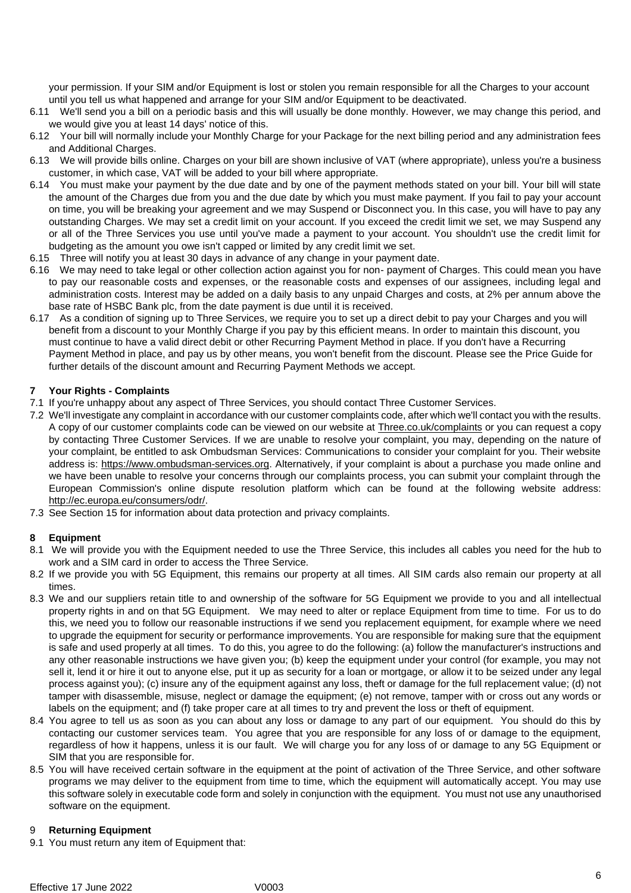your permission. If your SIM and/or Equipment is lost or stolen you remain responsible for all the Charges to your account until you tell us what happened and arrange for your SIM and/or Equipment to be deactivated.

6.11 We'll send you a bill on a periodic basis and this will usually be done monthly. However, we may change this period, and we would give you at least 14 days' notice of this.

6.12 Your bill will normally include your Monthly Charge for your Package for the next billing period and any administration fees and Additional Charges.

6.13 We will provide bills online. Charges on your bill are shown inclusive of VAT (where appropriate), unless you're a business customer, in which case, VAT will be added to your bill where appropriate.

6.14 You must make your payment by the due date and by one of the payment methods stated on your bill. Your bill will state the amount of the Charges due from you and the due date by which you must make payment. If you fail to pay your account on time, you will be breaking your agreement and we may Suspend or Disconnect you. In this case, you will have to pay any outstanding Charges. We may set a credit limit on your account. If you exceed the credit limit we set, we may Suspend any or all of the Three Services you use until you've made a payment to your account. You shouldn't use the credit limit for budgeting as the amount you owe isn't capped or limited by any credit limit we set.

6.15 Three will notify you at least 30 days in advance of any change in your payment date.

6.16 We may need to take legal or other collection action against you for non- payment of Charges. This could mean you have to pay our reasonable costs and expenses, or the reasonable costs and expenses of our assignees, including legal and administration costs. Interest may be added on a daily basis to any unpaid Charges and costs, at 2% per annum above the base rate of HSBC Bank plc, from the date payment is due until it is received.

6.17 As a condition of signing up to Three Services, we require you to set up a direct debit to pay your Charges and you will benefit from a discount to your Monthly Charge if you pay by this efficient means. In order to maintain this discount, you must continue to have a valid direct debit or other Recurring Payment Method in place. If you don't have a Recurring Payment Method in place, and pay us by other means, you won't benefit from the discount. Please see the Price Guide for further details of the discount amount and Recurring Payment Methods we accept.

## 7 Your Rights - Complaints

7.1 If you're unhappy about any aspect of Three Services, you should contact Three Customer Services.

7.2 We'll investigate any complaint in accordance with our customer complaints code, after which we'll contact you with the results. A copy of our customer complaints code can be viewed on our website at Three.co.uk/complaints or you can request a copy by contacting Three Customer Services. If we are unable to resolve your complaint, you may, depending on the nature of your complaint, be entitled to ask Ombudsman Services: Communications to consider your complaint for you. Their website address is: https://www.ombudsman-services.org. Alternatively, if your complaint is about a purchase you made online and we have been unable to resolve your concerns through our complaints process, you can submit your complaint through the European Commission's online dispute resolution platform which can be found at the following website address: http://ec.europa.eu/consumers/odr/.

7.3 See Section 15 for information about data protection and privacy complaints.

## 8 Equipment

8.1 We will provide you with the Equipment needed to use the Three Service, this includes all cables you need for the hub to work and a SIM card in order to access the Three Service.

8.2 If we provide you with 5G Equipment, this remains our property at all times. All SIM cards also remain our property at all times.

8.3 We and our suppliers retain title to and ownership of the software for 5G Equipment we provide to you and all intellectual property rights in and on that 5G Equipment. We may need to alter or replace Equipment from time to time. For us to do this, we need you to follow our reasonable instructions if we send you replacement equipment, for example where we need to upgrade the equipment for security or performance improvements. You are responsible for making sure that the equipment is safe and used properly at all times. To do this, you agree to do the following: (a) follow the manufacturer's instructions and any other reasonable instructions we have given you; (b) keep the equipment under your control (for example, you may not sell it, lend it or hire it out to anyone else, put it up as security for a loan or mortgage, or allow it to be seized under any legal process against you); (c) insure any of the equipment against any loss, theft or damage for the full replacement value; (d) not tamper with disassemble, misuse, neglect or damage the equipment; (e) not remove, tamper with or cross out any words or labels on the equipment; and (f) take proper care at all times to try and prevent the loss or theft of equipment.

8.4 You agree to tell us as soon as you can about any loss or damage to any part of our equipment. You should do this by contacting our customer services team. You agree that you are responsible for any loss of or damage to the equipment, regardless of how it happens, unless it is our fault. We will charge you for any loss of or damage to any 5G Equipment or SIM that you are responsible for.

8.5 You will have received certain software in the equipment at the point of activation of the Three Service, and other software programs we may deliver to the equipment from time to time, which the equipment will automatically accept. You may use this software solely in executable code form and solely in conjunction with the equipment. You must not use any unauthorised software on the equipment.

## 9 Returning Equipment

9.1 You must return any item of Equipment that: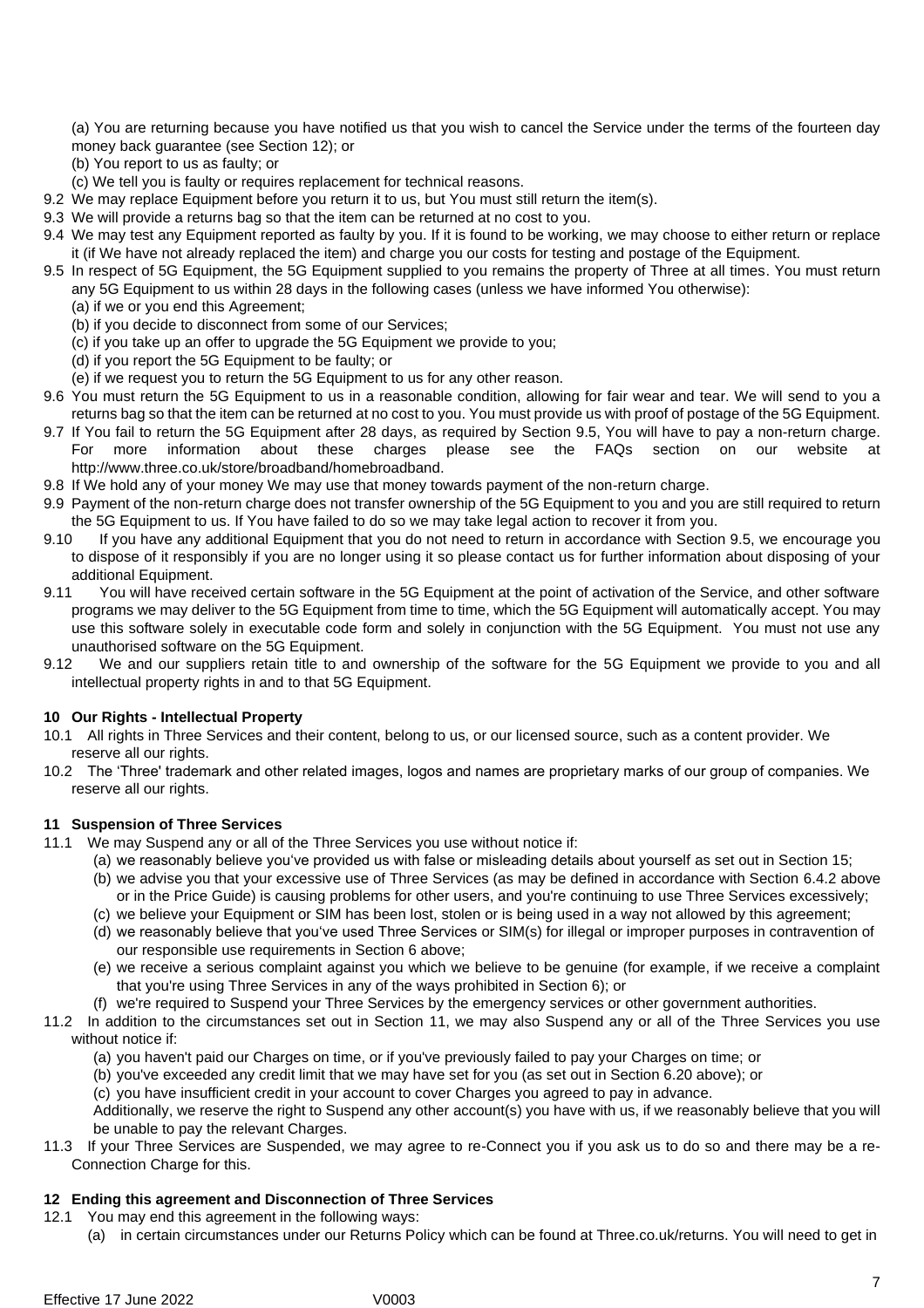(a) You are returning because you have notified us that you wish to cancel the Service under the terms of the fourteen day money back guarantee (see Section 12); or

(b) You report to us as faulty; or

(c) We tell you is faulty or requires replacement for technical reasons.

9.2 We may replace Equipment before you return it to us, but You must still return the item(s).

9.3 We will provide a returns bag so that the item can be returned at no cost to you.

9.4 We may test any Equipment reported as faulty by you. If it is found to be working, we may choose to either return or replace it (if We have not already replaced the item) and charge you our costs for testing and postage of the Equipment.

9.5 In respect of 5G Equipment, the 5G Equipment supplied to you remains the property of Three at all times. You must return any 5G Equipment to us within 28 days in the following cases (unless we have informed You otherwise):

(a) if we or you end this Agreement;

(b) if you decide to disconnect from some of our Services;

(c) if you take up an offer to upgrade the 5G Equipment we provide to you;

(d) if you report the 5G Equipment to be faulty; or

(e) if we request you to return the 5G Equipment to us for any other reason.

9.6 You must return the 5G Equipment to us in a reasonable condition, allowing for fair wear and tear. We will send to you a returns bag so that the item can be returned at no cost to you. You must provide us with proof of postage of the 5G Equipment.

9.7 If You fail to return the 5G Equipment after 28 days, as required by Section 9.5, You will have to pay a non-return charge. For more information about these charges please see the FAQs section on our website at http://www.three.co.uk/store/broadband/homebroadband.

9.8 If We hold any of your money We may use that money towards payment of the non-return charge.

9.9 Payment of the non-return charge does not transfer ownership of the 5G Equipment to you and you are still required to return the 5G Equipment to us. If You have failed to do so we may take legal action to recover it from you.

9.10 If you have any additional Equipment that you do not need to return in accordance with Section 9.5, we encourage you to dispose of it responsibly if you are no longer using it so please contact us for further information about disposing of your additional Equipment.

9.11 You will have received certain software in the 5G Equipment at the point of activation of the Service, and other software programs we may deliver to the 5G Equipment from time to time, which the 5G Equipment will automatically accept. You may use this software solely in executable code form and solely in conjunction with the 5G Equipment. You must not use any unauthorised software on the 5G Equipment.

9.12 We and our suppliers retain title to and ownership of the software for the 5G Equipment we provide to you and all intellectual property rights in and to that 5G Equipment.

## 10 Our Rights - Intellectual Property

10.1 All rights in Three Services and their content, belong to us, or our licensed source, such as a content provider. We reserve all our rights.

10.2 The 'Three' trademark and other related images, logos and names are proprietary marks of our group of companies. We reserve all our rights.

## 11 Suspension of Three Services

11.1 We may Suspend any or all of the Three Services you use without notice if:

(a) we reasonably believe you've provided us with false or misleading details about yourself as set out in Section 15;

(b) we advise you that your excessive use of Three Services (as may be defined in accordance with Section 6.4.2 above or in the Price Guide) is causing problems for other users, and you're continuing to use Three Services excessively;

(c) we believe your Equipment or SIM has been lost, stolen or is being used in a way not allowed by this agreement;

(d) we reasonably believe that you've used Three Services or SIM(s) for illegal or improper purposes in contravention of our responsible use requirements in Section 6 above;

(e) we receive a serious complaint against you which we believe to be genuine (for example, if we receive a complaint that you're using Three Services in any of the ways prohibited in Section 6); or

(f) we're required to Suspend your Three Services by the emergency services or other government authorities.

11.2 In addition to the circumstances set out in Section 11, we may also Suspend any or all of the Three Services you use without notice if:

(a) you haven't paid our Charges on time, or if you've previously failed to pay your Charges on time; or

(b) you've exceeded any credit limit that we may have set for you (as set out in Section 6.20 above); or

(c) you have insufficient credit in your account to cover Charges you agreed to pay in advance.

Additionally, we reserve the right to Suspend any other account(s) you have with us, if we reasonably believe that you will be unable to pay the relevant Charges.

11.3 If your Three Services are Suspended, we may agree to re-Connect you if you ask us to do so and there may be a re-Connection Charge for this.

## 12 Ending this agreement and Disconnection of Three Services

12.1 You may end this agreement in the following ways:

(a) in certain circumstances under our Returns Policy which can be found at Three.co.uk/returns. You will need to get in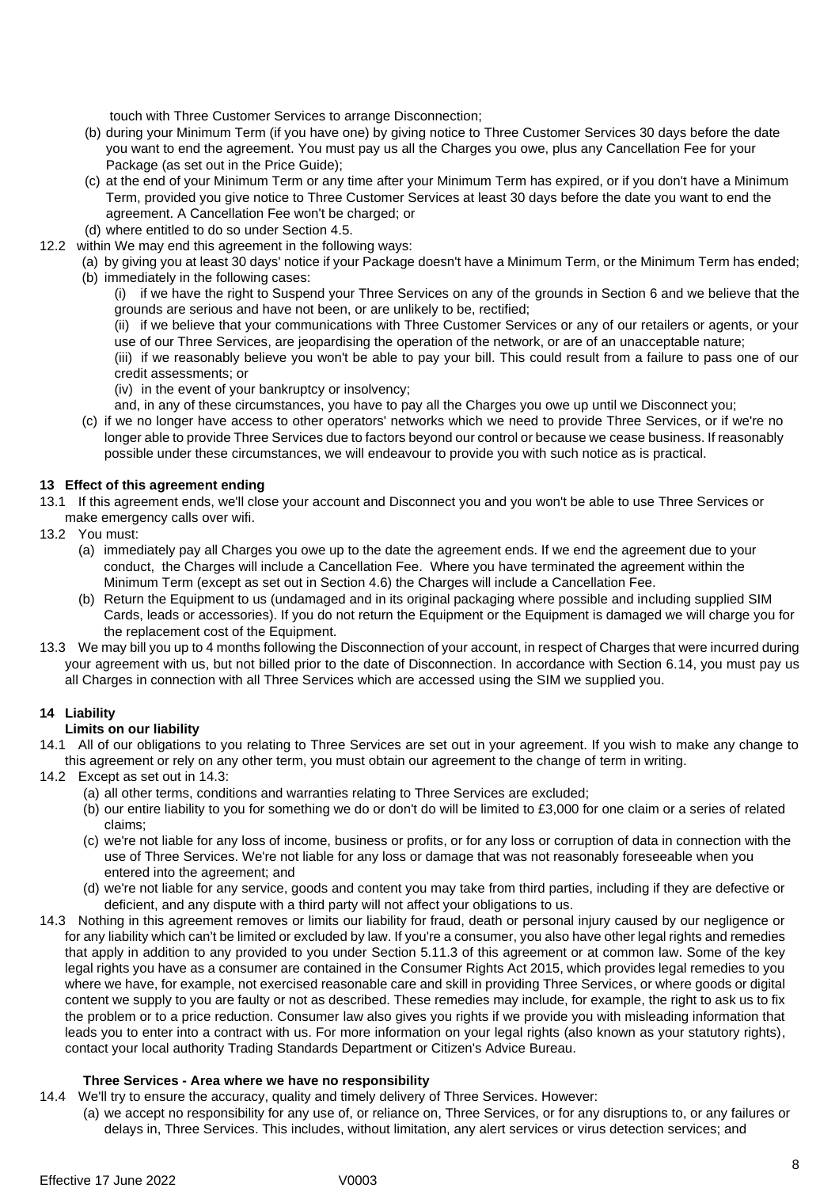touch with Three Customer Services to arrange Disconnection;

(b) during your Minimum Term (if you have one) by giving notice to Three Customer Services 30 days before the date you want to end the agreement. You must pay us all the Charges you owe, plus any Cancellation Fee for your Package (as set out in the Price Guide);

(c) at the end of your Minimum Term or any time after your Minimum Term has expired, or if you don't have a Minimum Term, provided you give notice to Three Customer Services at least 30 days before the date you want to end the agreement. A Cancellation Fee won't be charged; or

(d) where entitled to do so under Section 4.5.

12.2 within We may end this agreement in the following ways:

(a) by giving you at least 30 days' notice if your Package doesn't have a Minimum Term, or the Minimum Term has ended;

(b) immediately in the following cases:

(i) if we have the right to Suspend your Three Services on any of the grounds in Section 6 and we believe that the grounds are serious and have not been, or are unlikely to be, rectified;

(ii) if we believe that your communications with Three Customer Services or any of our retailers or agents, or your use of our Three Services, are jeopardising the operation of the network, or are of an unacceptable nature;

(iii) if we reasonably believe you won't be able to pay your bill. This could result from a failure to pass one of our credit assessments; or

(iv) in the event of your bankruptcy or insolvency;

and, in any of these circumstances, you have to pay all the Charges you owe up until we Disconnect you;

(c) if we no longer have access to other operators' networks which we need to provide Three Services, or if we're no longer able to provide Three Services due to factors beyond our control or because we cease business. If reasonably possible under these circumstances, we will endeavour to provide you with such notice as is practical.

**13 Effect of this agreement ending**

13.1 If this agreement ends, we'll close your account and Disconnect you and you won't be able to use Three Services or make emergency calls over wifi.

13.2 You must:

(a) immediately pay all Charges you owe up to the date the agreement ends. If we end the agreement due to your conduct, the Charges will include a Cancellation Fee. Where you have terminated the agreement within the Minimum Term (except as set out in Section 4.6) the Charges will include a Cancellation Fee.

(b) Return the Equipment to us (undamaged and in its original packaging where possible and including supplied SIM Cards, leads or accessories). If you do not return the Equipment or the Equipment is damaged we will charge you for the replacement cost of the Equipment.

13.3 We may bill you up to 4 months following the Disconnection of your account, in respect of Charges that were incurred during your agreement with us, but not billed prior to the date of Disconnection. In accordance with Section 6.14, you must pay us all Charges in connection with all Three Services which are accessed using the SIM we supplied you.

**14 Liability**

**Limits on our liability**

14.1 All of our obligations to you relating to Three Services are set out in your agreement. If you wish to make any change to this agreement or rely on any other term, you must obtain our agreement to the change of term in writing.

14.2 Except as set out in 14.3:

(a) all other terms, conditions and warranties relating to Three Services are excluded;

(b) our entire liability to you for something we do or don't do will be limited to £3,000 for one claim or a series of related claims;

(c) we're not liable for any loss of income, business or profits, or for any loss or corruption of data in connection with the use of Three Services. We're not liable for any loss or damage that was not reasonably foreseeable when you entered into the agreement; and

(d) we're not liable for any service, goods and content you may take from third parties, including if they are defective or deficient, and any dispute with a third party will not affect your obligations to us.

14.3 Nothing in this agreement removes or limits our liability for fraud, death or personal injury caused by our negligence or for any liability which can't be limited or excluded by law. If you're a consumer, you also have other legal rights and remedies that apply in addition to any provided to you under Section 5.11.3 of this agreement or at common law. Some of the key legal rights you have as a consumer are contained in the Consumer Rights Act 2015, which provides legal remedies to you where we have, for example, not exercised reasonable care and skill in providing Three Services, or where goods or digital content we supply to you are faulty or not as described. These remedies may include, for example, the right to ask us to fix the problem or to a price reduction. Consumer law also gives you rights if we provide you with misleading information that leads you to enter into a contract with us. For more information on your legal rights (also known as your statutory rights), contact your local authority Trading Standards Department or Citizen's Advice Bureau.

**Three Services - Area where we have no responsibility**

14.4 We'll try to ensure the accuracy, quality and timely delivery of Three Services. However:

(a) we accept no responsibility for any use of, or reliance on, Three Services, or for any disruptions to, or any failures or delays in, Three Services. This includes, without limitation, any alert services or virus detection services; and

Effective 17 June 2022 V0003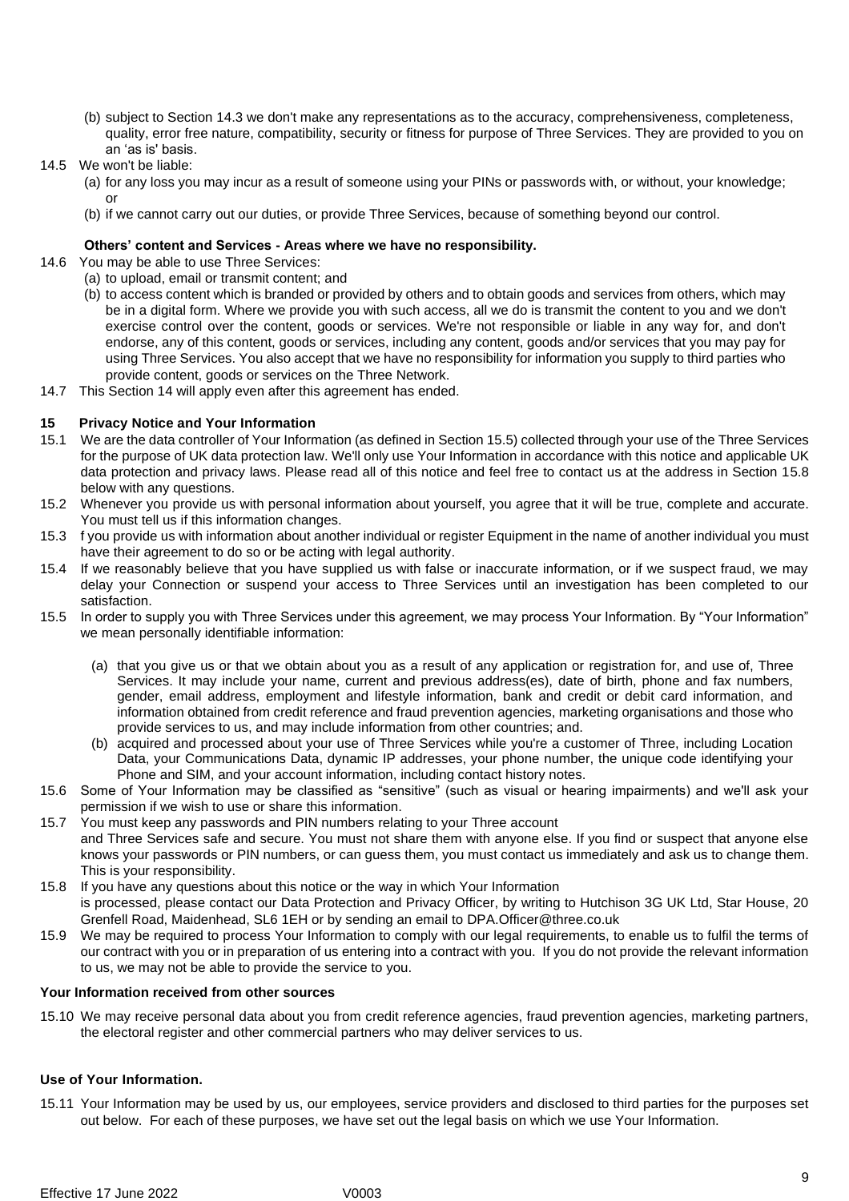(b) subject to Section 14.3 we don't make any representations as to the accuracy, comprehensiveness, completeness, quality, error free nature, compatibility, security or fitness for purpose of Three Services. They are provided to you on an 'as is' basis.

14.5 We won't be liable:

(a) for any loss you may incur as a result of someone using your PINs or passwords with, or without, your knowledge; or

(b) if we cannot carry out our duties, or provide Three Services, because of something beyond our control.

**Others' content and Services - Areas where we have no responsibility.**

14.6 You may be able to use Three Services:

(a) to upload, email or transmit content; and

(b) to access content which is branded or provided by others and to obtain goods and services from others, which may be in a digital form. Where we provide you with such access, all we do is transmit the content to you and we don't exercise control over the content, goods or services. We're not responsible or liable in any way for, and don't endorse, any of this content, goods or services, including any content, goods and/or services that you may pay for using Three Services. You also accept that we have no responsibility for information you supply to third parties who provide content, goods or services on the Three Network.

14.7 This Section 14 will apply even after this agreement has ended.

## 15 Privacy Notice and Your Information

15.1 We are the data controller of Your Information (as defined in Section 15.5) collected through your use of the Three Services for the purpose of UK data protection law. We'll only use Your Information in accordance with this notice and applicable UK data protection and privacy laws. Please read all of this notice and feel free to contact us at the address in Section 15.8 below with any questions.

15.2 Whenever you provide us with personal information about yourself, you agree that it will be true, complete and accurate. You must tell us if this information changes.

15.3 f you provide us with information about another individual or register Equipment in the name of another individual you must have their agreement to do so or be acting with legal authority.

15.4 If we reasonably believe that you have supplied us with false or inaccurate information, or if we suspect fraud, we may delay your Connection or suspend your access to Three Services until an investigation has been completed to our satisfaction.

15.5 In order to supply you with Three Services under this agreement, we may process Your Information. By "Your Information" we mean personally identifiable information:

(a) that you give us or that we obtain about you as a result of any application or registration for, and use of, Three Services. It may include your name, current and previous address(es), date of birth, phone and fax numbers, gender, email address, employment and lifestyle information, bank and credit or debit card information, and information obtained from credit reference and fraud prevention agencies, marketing organisations and those who provide services to us, and may include information from other countries; and.

(b) acquired and processed about your use of Three Services while you're a customer of Three, including Location Data, your Communications Data, dynamic IP addresses, your phone number, the unique code identifying your Phone and SIM, and your account information, including contact history notes.

15.6 Some of Your Information may be classified as "sensitive" (such as visual or hearing impairments) and we'll ask your permission if we wish to use or share this information.

15.7 You must keep any passwords and PIN numbers relating to your Three account and Three Services safe and secure. You must not share them with anyone else. If you find or suspect that anyone else knows your passwords or PIN numbers, or can guess them, you must contact us immediately and ask us to change them. This is your responsibility.

15.8 If you have any questions about this notice or the way in which Your Information is processed, please contact our Data Protection and Privacy Officer, by writing to Hutchison 3G UK Ltd, Star House, 20 Grenfell Road, Maidenhead, SL6 1EH or by sending an email to DPA.Officer@three.co.uk

15.9 We may be required to process Your Information to comply with our legal requirements, to enable us to fulfil the terms of our contract with you or in preparation of us entering into a contract with you. If you do not provide the relevant information to us, we may not be able to provide the service to you.

**Your Information received from other sources**

15.10 We may receive personal data about you from credit reference agencies, fraud prevention agencies, marketing partners, the electoral register and other commercial partners who may deliver services to us.

**Use of Your Information.**

15.11 Your Information may be used by us, our employees, service providers and disclosed to third parties for the purposes set out below. For each of these purposes, we have set out the legal basis on which we use Your Information.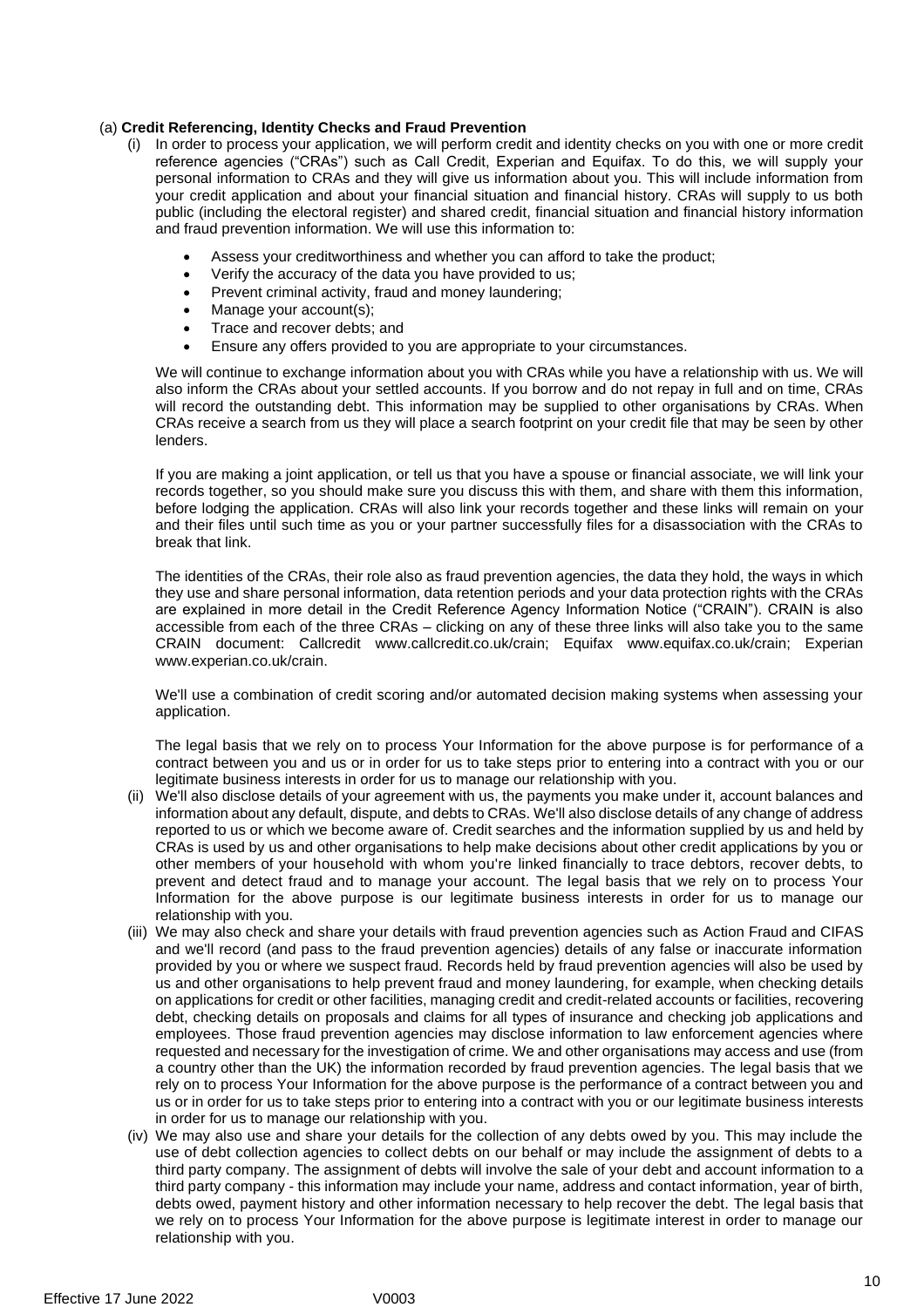(a) **Credit Referencing, Identity Checks and Fraud Prevention**

(i) In order to process your application, we will perform credit and identity checks on you with one or more credit reference agencies ("CRAs") such as Call Credit, Experian and Equifax. To do this, we will supply your personal information to CRAs and they will give us information about you. This will include information from your credit application and about your financial situation and financial history. CRAs will supply to us both public (including the electoral register) and shared credit, financial situation and financial history information and fraud prevention information. We will use this information to:

- Assess your creditworthiness and whether you can afford to take the product;
- Verify the accuracy of the data you have provided to us;
- Prevent criminal activity, fraud and money laundering;
- Manage your account(s);
- Trace and recover debts; and
- Ensure any offers provided to you are appropriate to your circumstances.

We will continue to exchange information about you with CRAs while you have a relationship with us. We will also inform the CRAs about your settled accounts. If you borrow and do not repay in full and on time, CRAs will record the outstanding debt. This information may be supplied to other organisations by CRAs. When CRAs receive a search from us they will place a search footprint on your credit file that may be seen by other lenders.

If you are making a joint application, or tell us that you have a spouse or financial associate, we will link your records together, so you should make sure you discuss this with them, and share with them this information, before lodging the application. CRAs will also link your records together and these links will remain on your and their files until such time as you or your partner successfully files for a disassociation with the CRAs to break that link.

The identities of the CRAs, their role also as fraud prevention agencies, the data they hold, the ways in which they use and share personal information, data retention periods and your data protection rights with the CRAs are explained in more detail in the Credit Reference Agency Information Notice ("CRAIN"). CRAIN is also accessible from each of the three CRAs – clicking on any of these three links will also take you to the same CRAIN document: Callcredit www.callcredit.co.uk/crain; Equifax www.equifax.co.uk/crain; Experian www.experian.co.uk/crain.

We'll use a combination of credit scoring and/or automated decision making systems when assessing your application.

The legal basis that we rely on to process Your Information for the above purpose is for performance of a contract between you and us or in order for us to take steps prior to entering into a contract with you or our legitimate business interests in order for us to manage our relationship with you.

(ii) We'll also disclose details of your agreement with us, the payments you make under it, account balances and information about any default, dispute, and debts to CRAs. We'll also disclose details of any change of address reported to us or which we become aware of. Credit searches and the information supplied by us and held by CRAs is used by us and other organisations to help make decisions about other credit applications by you or other members of your household with whom you're linked financially to trace debtors, recover debts, to prevent and detect fraud and to manage your account. The legal basis that we rely on to process Your Information for the above purpose is our legitimate business interests in order for us to manage our relationship with you.

(iii) We may also check and share your details with fraud prevention agencies such as Action Fraud and CIFAS and we'll record (and pass to the fraud prevention agencies) details of any false or inaccurate information provided by you or where we suspect fraud. Records held by fraud prevention agencies will also be used by us and other organisations to help prevent fraud and money laundering, for example, when checking details on applications for credit or other facilities, managing credit and credit-related accounts or facilities, recovering debt, checking details on proposals and claims for all types of insurance and checking job applications and employees. Those fraud prevention agencies may disclose information to law enforcement agencies where requested and necessary for the investigation of crime. We and other organisations may access and use (from a country other than the UK) the information recorded by fraud prevention agencies. The legal basis that we rely on to process Your Information for the above purpose is the performance of a contract between you and us or in order for us to take steps prior to entering into a contract with you or our legitimate business interests in order for us to manage our relationship with you.

(iv) We may also use and share your details for the collection of any debts owed by you. This may include the use of debt collection agencies to collect debts on our behalf or may include the assignment of debts to a third party company. The assignment of debts will involve the sale of your debt and account information to a third party company - this information may include your name, address and contact information, year of birth, debts owed, payment history and other information necessary to help recover the debt. The legal basis that we rely on to process Your Information for the above purpose is legitimate interest in order to manage our relationship with you.

Effective 17 June 2022 V0003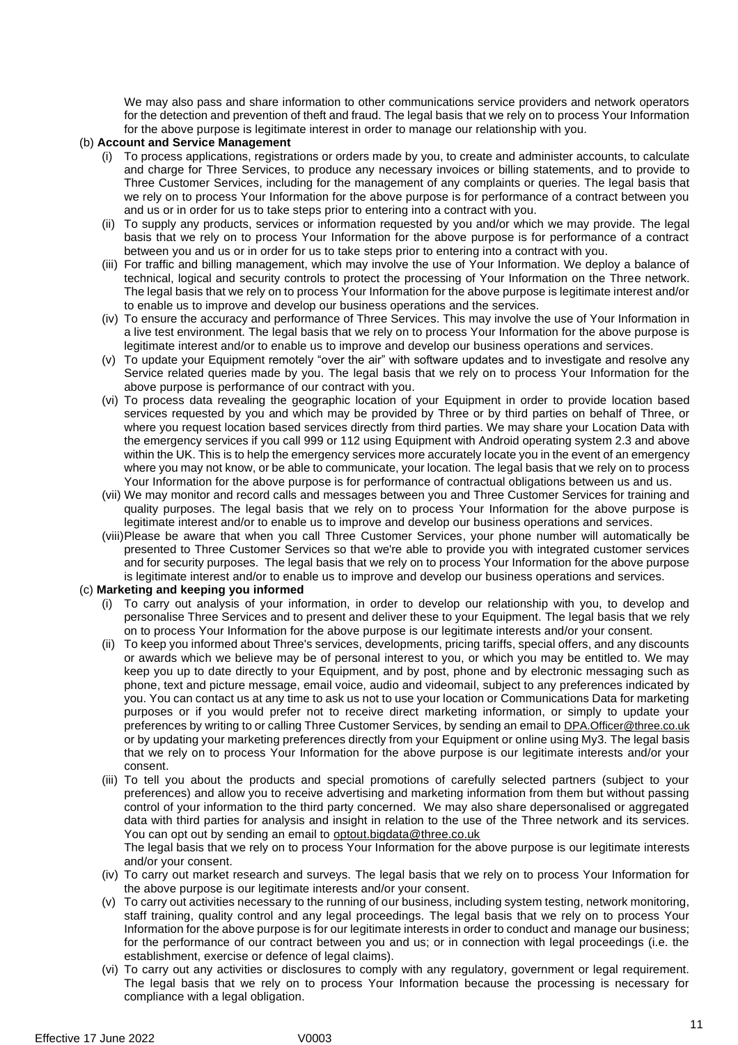We may also pass and share information to other communications service providers and network operators for the detection and prevention of theft and fraud. The legal basis that we rely on to process Your Information for the above purpose is legitimate interest in order to manage our relationship with you.

(b) **Account and Service Management**

(i) To process applications, registrations or orders made by you, to create and administer accounts, to calculate and charge for Three Services, to produce any necessary invoices or billing statements, and to provide to Three Customer Services, including for the management of any complaints or queries. The legal basis that we rely on to process Your Information for the above purpose is for performance of a contract between you and us or in order for us to take steps prior to entering into a contract with you.

(ii) To supply any products, services or information requested by you and/or which we may provide. The legal basis that we rely on to process Your Information for the above purpose is for performance of a contract between you and us or in order for us to take steps prior to entering into a contract with you.

(iii) For traffic and billing management, which may involve the use of Your Information. We deploy a balance of technical, logical and security controls to protect the processing of Your Information on the Three network. The legal basis that we rely on to process Your Information for the above purpose is legitimate interest and/or to enable us to improve and develop our business operations and the services.

(iv) To ensure the accuracy and performance of Three Services. This may involve the use of Your Information in a live test environment. The legal basis that we rely on to process Your Information for the above purpose is legitimate interest and/or to enable us to improve and develop our business operations and services.

(v) To update your Equipment remotely "over the air" with software updates and to investigate and resolve any Service related queries made by you. The legal basis that we rely on to process Your Information for the above purpose is performance of our contract with you.

(vi) To process data revealing the geographic location of your Equipment in order to provide location based services requested by you and which may be provided by Three or by third parties on behalf of Three, or where you request location based services directly from third parties. We may share your Location Data with the emergency services if you call 999 or 112 using Equipment with Android operating system 2.3 and above within the UK. This is to help the emergency services more accurately locate you in the event of an emergency where you may not know, or be able to communicate, your location. The legal basis that we rely on to process Your Information for the above purpose is for performance of contractual obligations between us and us.

(vii) We may monitor and record calls and messages between you and Three Customer Services for training and quality purposes. The legal basis that we rely on to process Your Information for the above purpose is legitimate interest and/or to enable us to improve and develop our business operations and services.

(viii) Please be aware that when you call Three Customer Services, your phone number will automatically be presented to Three Customer Services so that we're able to provide you with integrated customer services and for security purposes. The legal basis that we rely on to process Your Information for the above purpose is legitimate interest and/or to enable us to improve and develop our business operations and services.

(c) **Marketing and keeping you informed**

(i) To carry out analysis of your information, in order to develop our relationship with you, to develop and personalise Three Services and to present and deliver these to your Equipment. The legal basis that we rely on to process Your Information for the above purpose is our legitimate interests and/or your consent.

(ii) To keep you informed about Three's services, developments, pricing tariffs, special offers, and any discounts or awards which we believe may be of personal interest to you, or which you may be entitled to. We may keep you up to date directly to your Equipment, and by post, phone and by electronic messaging such as phone, text and picture message, email voice, audio and videomail, subject to any preferences indicated by you. You can contact us at any time to ask us not to use your location or Communications Data for marketing purposes or if you would prefer not to receive direct marketing information, or simply to update your preferences by writing to or calling Three Customer Services, by sending an email to DPA.Officer@three.co.uk or by updating your marketing preferences directly from your Equipment or online using My3. The legal basis that we rely on to process Your Information for the above purpose is our legitimate interests and/or your consent.

(iii) To tell you about the products and special promotions of carefully selected partners (subject to your preferences) and allow you to receive advertising and marketing information from them but without passing control of your information to the third party concerned. We may also share depersonalised or aggregated data with third parties for analysis and insight in relation to the use of the Three network and its services. You can opt out by sending an email to optout.bigdata@three.co.uk
The legal basis that we rely on to process Your Information for the above purpose is our legitimate interests and/or your consent.

(iv) To carry out market research and surveys. The legal basis that we rely on to process Your Information for the above purpose is our legitimate interests and/or your consent.

(v) To carry out activities necessary to the running of our business, including system testing, network monitoring, staff training, quality control and any legal proceedings. The legal basis that we rely on to process Your Information for the above purpose is for our legitimate interests in order to conduct and manage our business; for the performance of our contract between you and us; or in connection with legal proceedings (i.e. the establishment, exercise or defence of legal claims).

(vi) To carry out any activities or disclosures to comply with any regulatory, government or legal requirement. The legal basis that we rely on to process Your Information because the processing is necessary for compliance with a legal obligation.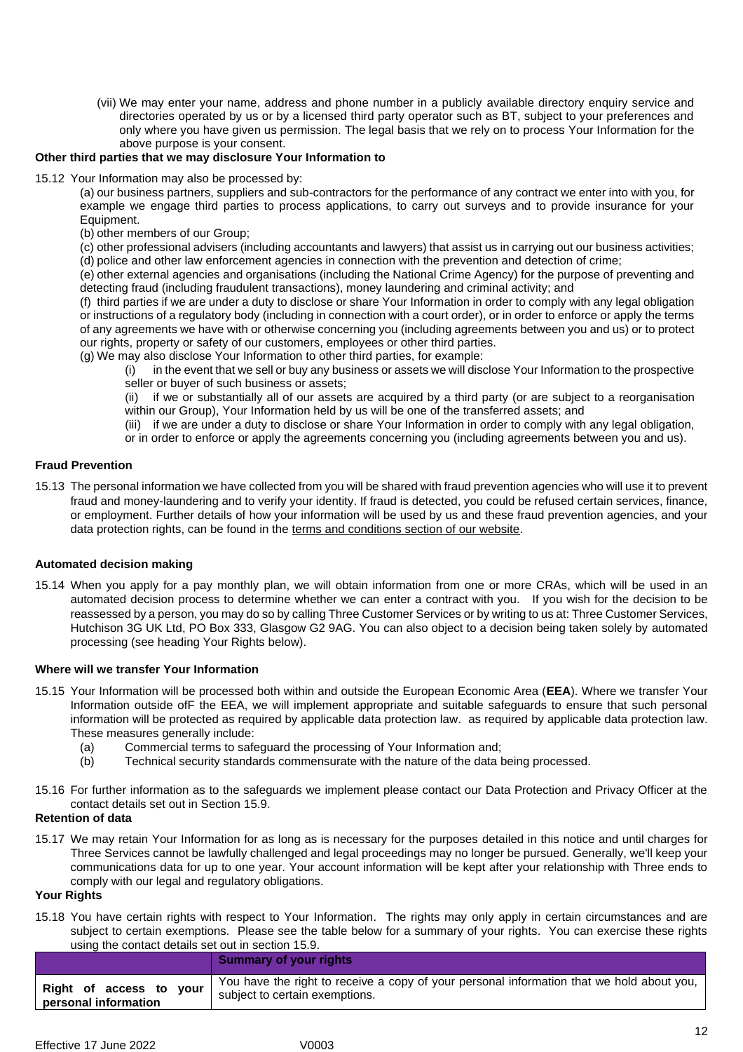(vii) We may enter your name, address and phone number in a publicly available directory enquiry service and directories operated by us or by a licensed third party operator such as BT, subject to your preferences and only where you have given us permission. The legal basis that we rely on to process Your Information for the above purpose is your consent.

**Other third parties that we may disclosure Your Information to**

15.12 Your Information may also be processed by:

(a) our business partners, suppliers and sub-contractors for the performance of any contract we enter into with you, for example we engage third parties to process applications, to carry out surveys and to provide insurance for your Equipment.

(b) other members of our Group;

(c) other professional advisers (including accountants and lawyers) that assist us in carrying out our business activities;

(d) police and other law enforcement agencies in connection with the prevention and detection of crime;

(e) other external agencies and organisations (including the National Crime Agency) for the purpose of preventing and detecting fraud (including fraudulent transactions), money laundering and criminal activity; and

(f) third parties if we are under a duty to disclose or share Your Information in order to comply with any legal obligation or instructions of a regulatory body (including in connection with a court order), or in order to enforce or apply the terms of any agreements we have with or otherwise concerning you (including agreements between you and us) or to protect our rights, property or safety of our customers, employees or other third parties.

(g) We may also disclose Your Information to other third parties, for example:

(i) in the event that we sell or buy any business or assets we will disclose Your Information to the prospective seller or buyer of such business or assets;

(ii) if we or substantially all of our assets are acquired by a third party (or are subject to a reorganisation within our Group), Your Information held by us will be one of the transferred assets; and

(iii) if we are under a duty to disclose or share Your Information in order to comply with any legal obligation, or in order to enforce or apply the agreements concerning you (including agreements between you and us).

**Fraud Prevention**

15.13 The personal information we have collected from you will be shared with fraud prevention agencies who will use it to prevent fraud and money-laundering and to verify your identity. If fraud is detected, you could be refused certain services, finance, or employment. Further details of how your information will be used by us and these fraud prevention agencies, and your data protection rights, can be found in the terms and conditions section of our website.

**Automated decision making**

15.14 When you apply for a pay monthly plan, we will obtain information from one or more CRAs, which will be used in an automated decision process to determine whether we can enter a contract with you. If you wish for the decision to be reassessed by a person, you may do so by calling Three Customer Services or by writing to us at: Three Customer Services, Hutchison 3G UK Ltd, PO Box 333, Glasgow G2 9AG. You can also object to a decision being taken solely by automated processing (see heading Your Rights below).

**Where will we transfer Your Information**

15.15 Your Information will be processed both within and outside the European Economic Area (**EEA**). Where we transfer Your Information outside ofF the EEA, we will implement appropriate and suitable safeguards to ensure that such personal information will be protected as required by applicable data protection law. as required by applicable data protection law. These measures generally include:

(a) Commercial terms to safeguard the processing of Your Information and;

(b) Technical security standards commensurate with the nature of the data being processed.

15.16 For further information as to the safeguards we implement please contact our Data Protection and Privacy Officer at the contact details set out in Section 15.9.

**Retention of data**

15.17 We may retain Your Information for as long as is necessary for the purposes detailed in this notice and until charges for Three Services cannot be lawfully challenged and legal proceedings may no longer be pursued. Generally, we'll keep your communications data for up to one year. Your account information will be kept after your relationship with Three ends to comply with our legal and regulatory obligations.

**Your Rights**

15.18 You have certain rights with respect to Your Information. The rights may only apply in certain circumstances and are subject to certain exemptions. Please see the table below for a summary of your rights. You can exercise these rights using the contact details set out in section 15.9.

| | **Summary of your rights** |
|---|---|
| **Right of access to your personal information** | You have the right to receive a copy of your personal information that we hold about you, subject to certain exemptions. |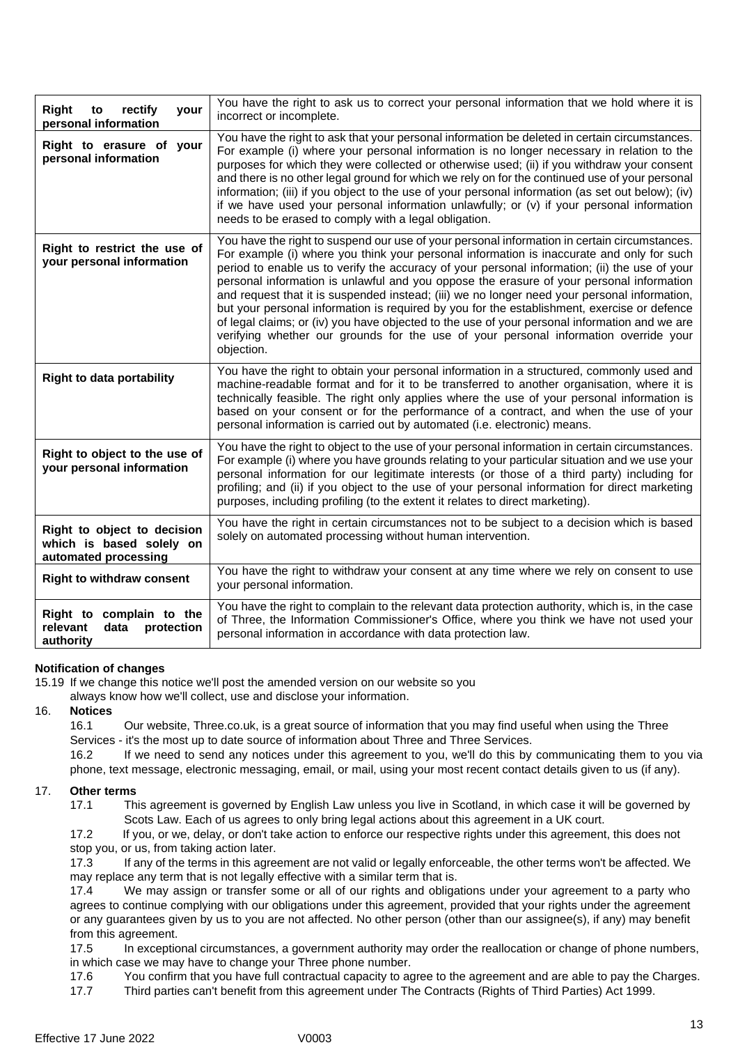| **Right to rectify your personal information** | You have the right to ask us to correct your personal information that we hold where it is incorrect or incomplete. |
|---|---|
| **Right to erasure of your personal information** | You have the right to ask that your personal information be deleted in certain circumstances. For example (i) where your personal information is no longer necessary in relation to the purposes for which they were collected or otherwise used; (ii) if you withdraw your consent and there is no other legal ground for which we rely on for the continued use of your personal information; (iii) if you object to the use of your personal information (as set out below); (iv) if we have used your personal information unlawfully; or (v) if your personal information needs to be erased to comply with a legal obligation. |
| **Right to restrict the use of your personal information** | You have the right to suspend our use of your personal information in certain circumstances. For example (i) where you think your personal information is inaccurate and only for such period to enable us to verify the accuracy of your personal information; (ii) the use of your personal information is unlawful and you oppose the erasure of your personal information and request that it is suspended instead; (iii) we no longer need your personal information, but your personal information is required by you for the establishment, exercise or defence of legal claims; or (iv) you have objected to the use of your personal information and we are verifying whether our grounds for the use of your personal information override your objection. |
| **Right to data portability** | You have the right to obtain your personal information in a structured, commonly used and machine-readable format and for it to be transferred to another organisation, where it is technically feasible. The right only applies where the use of your personal information is based on your consent or for the performance of a contract, and when the use of your personal information is carried out by automated (i.e. electronic) means. |
| **Right to object to the use of your personal information** | You have the right to object to the use of your personal information in certain circumstances. For example (i) where you have grounds relating to your particular situation and we use your personal information for our legitimate interests (or those of a third party) including for profiling; and (ii) if you object to the use of your personal information for direct marketing purposes, including profiling (to the extent it relates to direct marketing). |
| **Right to object to decision which is based solely on automated processing** | You have the right in certain circumstances not to be subject to a decision which is based solely on automated processing without human intervention. |
| **Right to withdraw consent** | You have the right to withdraw your consent at any time where we rely on consent to use your personal information. |
| **Right to complain to the relevant data protection authority** | You have the right to complain to the relevant data protection authority, which is, in the case of Three, the Information Commissioner's Office, where you think we have not used your personal information in accordance with data protection law. |

**Notification of changes**

15.19 If we change this notice we'll post the amended version on our website so you always know how we'll collect, use and disclose your information.

16. **Notices**

16.1 Our website, Three.co.uk, is a great source of information that you may find useful when using the Three Services - it's the most up to date source of information about Three and Three Services.

16.2 If we need to send any notices under this agreement to you, we'll do this by communicating them to you via phone, text message, electronic messaging, email, or mail, using your most recent contact details given to us (if any).

17. **Other terms**

17.1 This agreement is governed by English Law unless you live in Scotland, in which case it will be governed by Scots Law. Each of us agrees to only bring legal actions about this agreement in a UK court.

17.2 If you, or we, delay, or don't take action to enforce our respective rights under this agreement, this does not stop you, or us, from taking action later.

17.3 If any of the terms in this agreement are not valid or legally enforceable, the other terms won't be affected. We may replace any term that is not legally effective with a similar term that is.

17.4 We may assign or transfer some or all of our rights and obligations under your agreement to a party who agrees to continue complying with our obligations under this agreement, provided that your rights under the agreement or any guarantees given by us to you are not affected. No other person (other than our assignee(s), if any) may benefit from this agreement.

17.5 In exceptional circumstances, a government authority may order the reallocation or change of phone numbers, in which case we may have to change your Three phone number.

17.6 You confirm that you have full contractual capacity to agree to the agreement and are able to pay the Charges.

17.7 Third parties can't benefit from this agreement under The Contracts (Rights of Third Parties) Act 1999.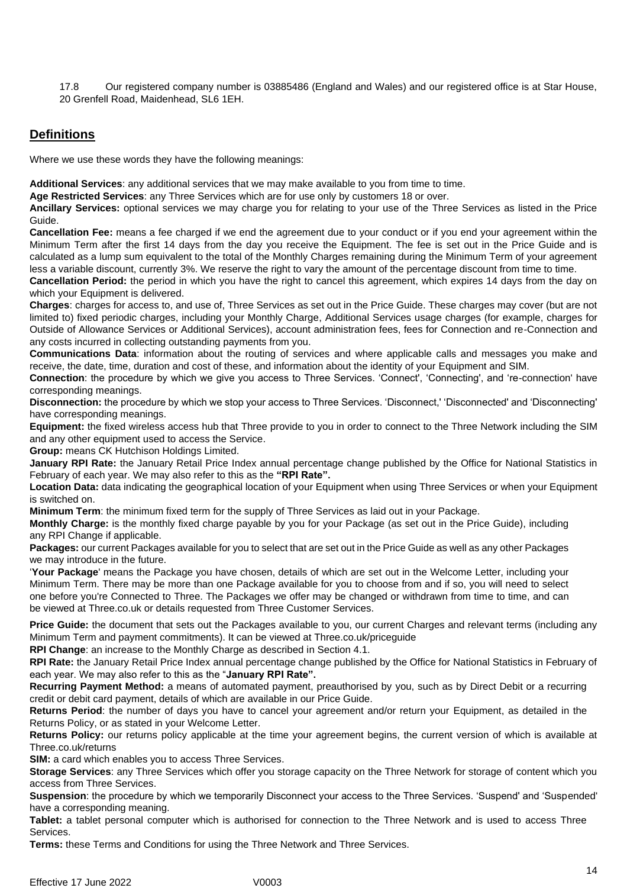17.8 Our registered company number is 03885486 (England and Wales) and our registered office is at Star House, 20 Grenfell Road, Maidenhead, SL6 1EH.

## Definitions

Where we use these words they have the following meanings:

**Additional Services**: any additional services that we may make available to you from time to time.
**Age Restricted Services**: any Three Services which are for use only by customers 18 or over.
**Ancillary Services:** optional services we may charge you for relating to your use of the Three Services as listed in the Price Guide.
**Cancellation Fee:** means a fee charged if we end the agreement due to your conduct or if you end your agreement within the Minimum Term after the first 14 days from the day you receive the Equipment. The fee is set out in the Price Guide and is calculated as a lump sum equivalent to the total of the Monthly Charges remaining during the Minimum Term of your agreement less a variable discount, currently 3%. We reserve the right to vary the amount of the percentage discount from time to time.
**Cancellation Period:** the period in which you have the right to cancel this agreement, which expires 14 days from the day on which your Equipment is delivered.
**Charges**: charges for access to, and use of, Three Services as set out in the Price Guide. These charges may cover (but are not limited to) fixed periodic charges, including your Monthly Charge, Additional Services usage charges (for example, charges for Outside of Allowance Services or Additional Services), account administration fees, fees for Connection and re-Connection and any costs incurred in collecting outstanding payments from you.
**Communications Data**: information about the routing of services and where applicable calls and messages you make and receive, the date, time, duration and cost of these, and information about the identity of your Equipment and SIM.
**Connection**: the procedure by which we give you access to Three Services. 'Connect', 'Connecting', and 're-connection' have corresponding meanings.
**Disconnection:** the procedure by which we stop your access to Three Services. 'Disconnect,' 'Disconnected' and 'Disconnecting' have corresponding meanings.
**Equipment:** the fixed wireless access hub that Three provide to you in order to connect to the Three Network including the SIM and any other equipment used to access the Service.
**Group:** means CK Hutchison Holdings Limited.
**January RPI Rate:** the January Retail Price Index annual percentage change published by the Office for National Statistics in February of each year. We may also refer to this as the **"RPI Rate".**
**Location Data:** data indicating the geographical location of your Equipment when using Three Services or when your Equipment is switched on.
**Minimum Term**: the minimum fixed term for the supply of Three Services as laid out in your Package.
**Monthly Charge:** is the monthly fixed charge payable by you for your Package (as set out in the Price Guide), including any RPI Change if applicable.
**Packages:** our current Packages available for you to select that are set out in the Price Guide as well as any other Packages we may introduce in the future.
'**Your Package**' means the Package you have chosen, details of which are set out in the Welcome Letter, including your Minimum Term. There may be more than one Package available for you to choose from and if so, you will need to select one before you're Connected to Three. The Packages we offer may be changed or withdrawn from time to time, and can be viewed at Three.co.uk or details requested from Three Customer Services.

**Price Guide:** the document that sets out the Packages available to you, our current Charges and relevant terms (including any Minimum Term and payment commitments). It can be viewed at Three.co.uk/priceguide
**RPI Change**: an increase to the Monthly Charge as described in Section 4.1.
**RPI Rate:** the January Retail Price Index annual percentage change published by the Office for National Statistics in February of each year. We may also refer to this as the "**January RPI Rate".**
**Recurring Payment Method:** a means of automated payment, preauthorised by you, such as by Direct Debit or a recurring credit or debit card payment, details of which are available in our Price Guide.
**Returns Period**: the number of days you have to cancel your agreement and/or return your Equipment, as detailed in the Returns Policy, or as stated in your Welcome Letter.
**Returns Policy:** our returns policy applicable at the time your agreement begins, the current version of which is available at Three.co.uk/returns
**SIM:** a card which enables you to access Three Services.
**Storage Services**: any Three Services which offer you storage capacity on the Three Network for storage of content which you access from Three Services.
**Suspension**: the procedure by which we temporarily Disconnect your access to the Three Services. 'Suspend' and 'Suspended' have a corresponding meaning.
**Tablet:** a tablet personal computer which is authorised for connection to the Three Network and is used to access Three Services.
**Terms:** these Terms and Conditions for using the Three Network and Three Services.

Effective 17 June 2022 V0003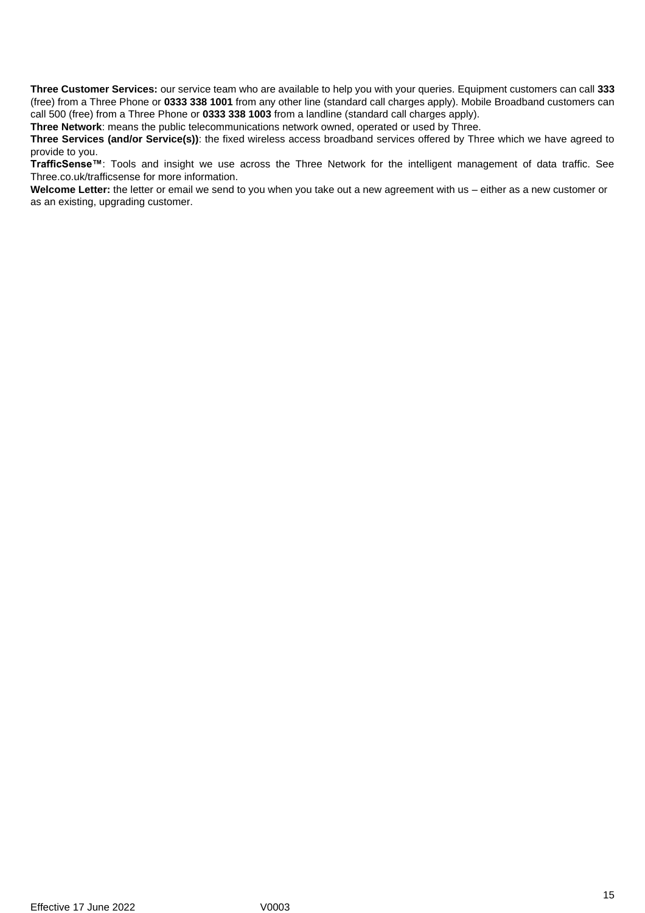**Three Customer Services:** our service team who are available to help you with your queries. Equipment customers can call **333** (free) from a Three Phone or **0333 338 1001** from any other line (standard call charges apply). Mobile Broadband customers can call 500 (free) from a Three Phone or **0333 338 1003** from a landline (standard call charges apply).

**Three Network**: means the public telecommunications network owned, operated or used by Three.

**Three Services (and/or Service(s))**: the fixed wireless access broadband services offered by Three which we have agreed to provide to you.

**TrafficSense™**: Tools and insight we use across the Three Network for the intelligent management of data traffic. See Three.co.uk/trafficsense for more information.

**Welcome Letter:** the letter or email we send to you when you take out a new agreement with us – either as a new customer or as an existing, upgrading customer.